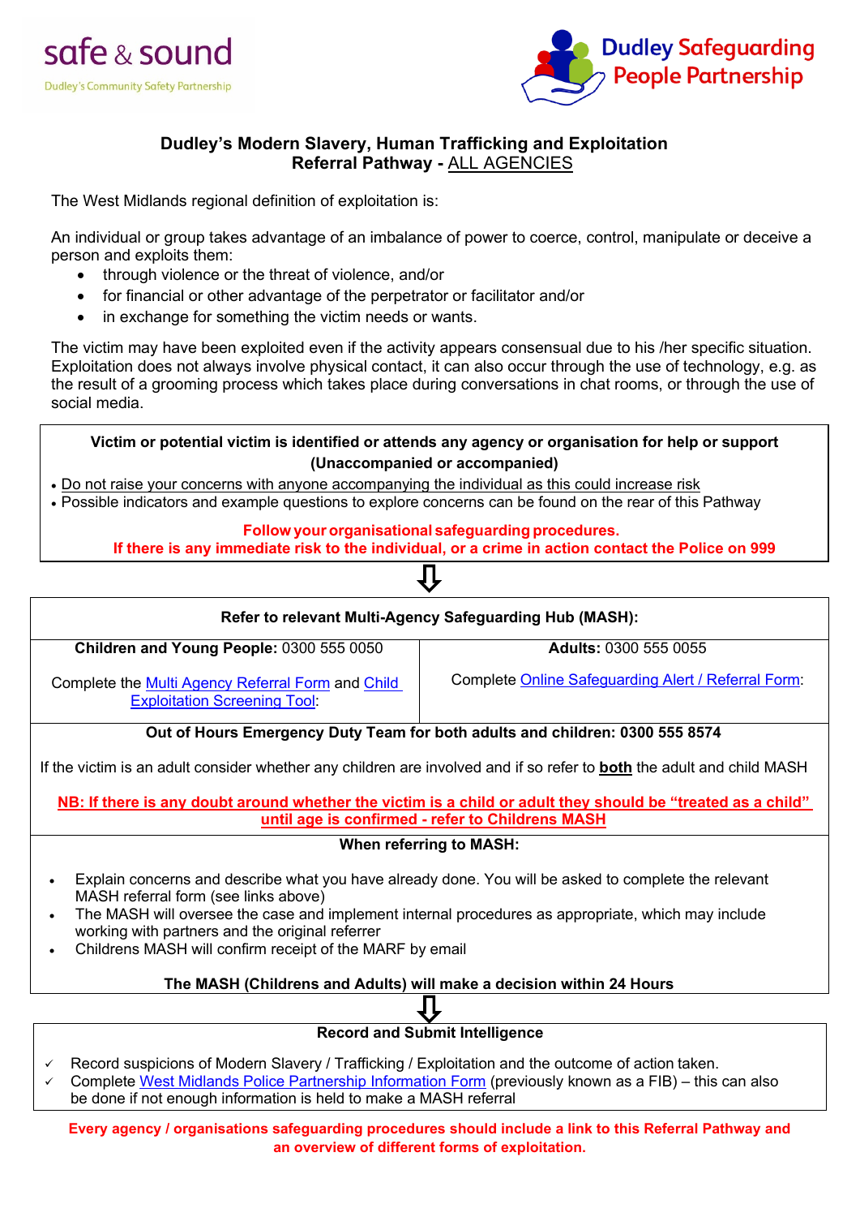safe & sound

Dudley's Community Safety Partnership

Dudley Safeguarding People Partnership

# Dudley's Modern Slavery, Human Trafficking and Exploitation Referral Pathway - ALL AGENCIES

The West Midlands regional definition of exploitation is:

An individual or group takes advantage of an imbalance of power to coerce, control, manipulate or deceive a person and exploits them:

- through violence or the threat of violence, and/or
- for financial or other advantage of the perpetrator or facilitator and/or
- in exchange for something the victim needs or wants.

The victim may have been exploited even if the activity appears consensual due to his /her specific situation. Exploitation does not always involve physical contact, it can also occur through the use of technology, e.g. as the result of a grooming process which takes place during conversations in chat rooms, or through the use of social media.

**Victim or potential victim is identified or attends any agency or organisation for help or support (Unaccompanied or accompanied)**

- Do not raise your concerns with anyone accompanying the individual as this could increase risk
- Possible indicators and example questions to explore concerns can be found on the rear of this Pathway

**Follow your organisational safeguarding procedures.**
**If there is any immediate risk to the individual, or a crime in action contact the Police on 999**

⇩

**Refer to relevant Multi-Agency Safeguarding Hub (MASH):**

| **Children and Young People:** 0300 555 0050 | **Adults:** 0300 555 0055 |
|---|---|
| Complete the Multi Agency Referral Form and Child Exploitation Screening Tool: | Complete Online Safeguarding Alert / Referral Form: |

**Out of Hours Emergency Duty Team for both adults and children: 0300 555 8574**

If the victim is an adult consider whether any children are involved and if so refer to **both** the adult and child MASH

**NB: If there is any doubt around whether the victim is a child or adult they should be "treated as a child" until age is confirmed - refer to Childrens MASH**

**When referring to MASH:**

- Explain concerns and describe what you have already done. You will be asked to complete the relevant MASH referral form (see links above)
- The MASH will oversee the case and implement internal procedures as appropriate, which may include working with partners and the original referrer
- Childrens MASH will confirm receipt of the MARF by email

**The MASH (Childrens and Adults) will make a decision within 24 Hours**

⇩

**Record and Submit Intelligence**

- ✓ Record suspicions of Modern Slavery / Trafficking / Exploitation and the outcome of action taken.
- ✓ Complete West Midlands Police Partnership Information Form (previously known as a FIB) – this can also be done if not enough information is held to make a MASH referral

**Every agency / organisations safeguarding procedures should include a link to this Referral Pathway and an overview of different forms of exploitation.**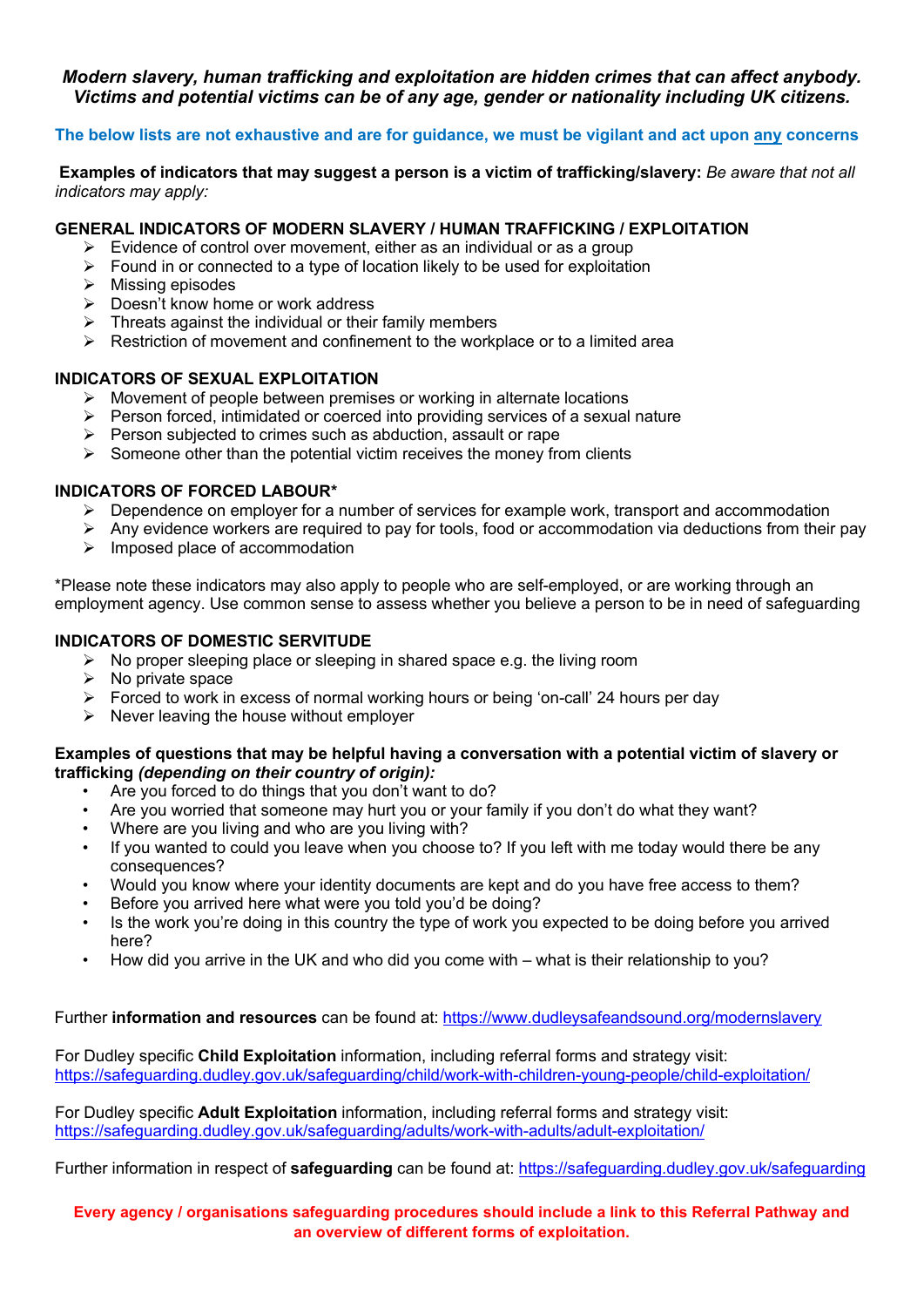***Modern slavery, human trafficking and exploitation are hidden crimes that can affect anybody. Victims and potential victims can be of any age, gender or nationality including UK citizens.***

**The below lists are not exhaustive and are for guidance, we must be vigilant and act upon <u>any</u> concerns**

**Examples of indicators that may suggest a person is a victim of trafficking/slavery:** *Be aware that not all indicators may apply:*

### GENERAL INDICATORS OF MODERN SLAVERY / HUMAN TRAFFICKING / EXPLOITATION

- Evidence of control over movement, either as an individual or as a group
- Found in or connected to a type of location likely to be used for exploitation
- Missing episodes
- Doesn't know home or work address
- Threats against the individual or their family members
- Restriction of movement and confinement to the workplace or to a limited area

### INDICATORS OF SEXUAL EXPLOITATION

- Movement of people between premises or working in alternate locations
- Person forced, intimidated or coerced into providing services of a sexual nature
- Person subjected to crimes such as abduction, assault or rape
- Someone other than the potential victim receives the money from clients

### INDICATORS OF FORCED LABOUR*

- Dependence on employer for a number of services for example work, transport and accommodation
- Any evidence workers are required to pay for tools, food or accommodation via deductions from their pay
- Imposed place of accommodation

*Please note these indicators may also apply to people who are self-employed, or are working through an employment agency. Use common sense to assess whether you believe a person to be in need of safeguarding

### INDICATORS OF DOMESTIC SERVITUDE

- No proper sleeping place or sleeping in shared space e.g. the living room
- No private space
- Forced to work in excess of normal working hours or being 'on-call' 24 hours per day
- Never leaving the house without employer

**Examples of questions that may be helpful having a conversation with a potential victim of slavery or trafficking *(depending on their country of origin):***

- Are you forced to do things that you don't want to do?
- Are you worried that someone may hurt you or your family if you don't do what they want?
- Where are you living and who are you living with?
- If you wanted to could you leave when you choose to? If you left with me today would there be any consequences?
- Would you know where your identity documents are kept and do you have free access to them?
- Before you arrived here what were you told you'd be doing?
- Is the work you're doing in this country the type of work you expected to be doing before you arrived here?
- How did you arrive in the UK and who did you come with – what is their relationship to you?

Further **information and resources** can be found at: https://www.dudleysafeandsound.org/modernslavery

For Dudley specific **Child Exploitation** information, including referral forms and strategy visit: https://safeguarding.dudley.gov.uk/safeguarding/child/work-with-children-young-people/child-exploitation/

For Dudley specific **Adult Exploitation** information, including referral forms and strategy visit: https://safeguarding.dudley.gov.uk/safeguarding/adults/work-with-adults/adult-exploitation/

Further information in respect of **safeguarding** can be found at: https://safeguarding.dudley.gov.uk/safeguarding

**Every agency / organisations safeguarding procedures should include a link to this Referral Pathway and an overview of different forms of exploitation.**